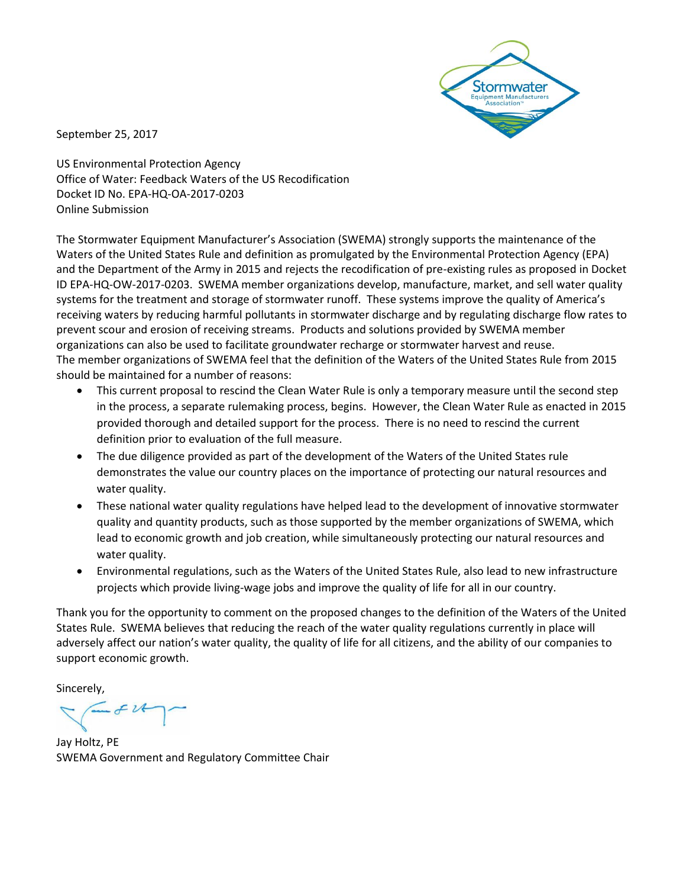September 25, 2017

US Environmental Protection Agency
Office of Water: Feedback Waters of the US Recodification
Docket ID No. EPA-HQ-OA-2017-0203
Online Submission

The Stormwater Equipment Manufacturer's Association (SWEMA) strongly supports the maintenance of the Waters of the United States Rule and definition as promulgated by the Environmental Protection Agency (EPA) and the Department of the Army in 2015 and rejects the recodification of pre-existing rules as proposed in Docket ID EPA-HQ-OW-2017-0203. SWEMA member organizations develop, manufacture, market, and sell water quality systems for the treatment and storage of stormwater runoff. These systems improve the quality of America's receiving waters by reducing harmful pollutants in stormwater discharge and by regulating discharge flow rates to prevent scour and erosion of receiving streams. Products and solutions provided by SWEMA member organizations can also be used to facilitate groundwater recharge or stormwater harvest and reuse.
The member organizations of SWEMA feel that the definition of the Waters of the United States Rule from 2015 should be maintained for a number of reasons:

- This current proposal to rescind the Clean Water Rule is only a temporary measure until the second step in the process, a separate rulemaking process, begins. However, the Clean Water Rule as enacted in 2015 provided thorough and detailed support for the process. There is no need to rescind the current definition prior to evaluation of the full measure.
- The due diligence provided as part of the development of the Waters of the United States rule demonstrates the value our country places on the importance of protecting our natural resources and water quality.
- These national water quality regulations have helped lead to the development of innovative stormwater quality and quantity products, such as those supported by the member organizations of SWEMA, which lead to economic growth and job creation, while simultaneously protecting our natural resources and water quality.
- Environmental regulations, such as the Waters of the United States Rule, also lead to new infrastructure projects which provide living-wage jobs and improve the quality of life for all in our country.

Thank you for the opportunity to comment on the proposed changes to the definition of the Waters of the United States Rule. SWEMA believes that reducing the reach of the water quality regulations currently in place will adversely affect our nation's water quality, the quality of life for all citizens, and the ability of our companies to support economic growth.

Sincerely,

Jay Holtz, PE
SWEMA Government and Regulatory Committee Chair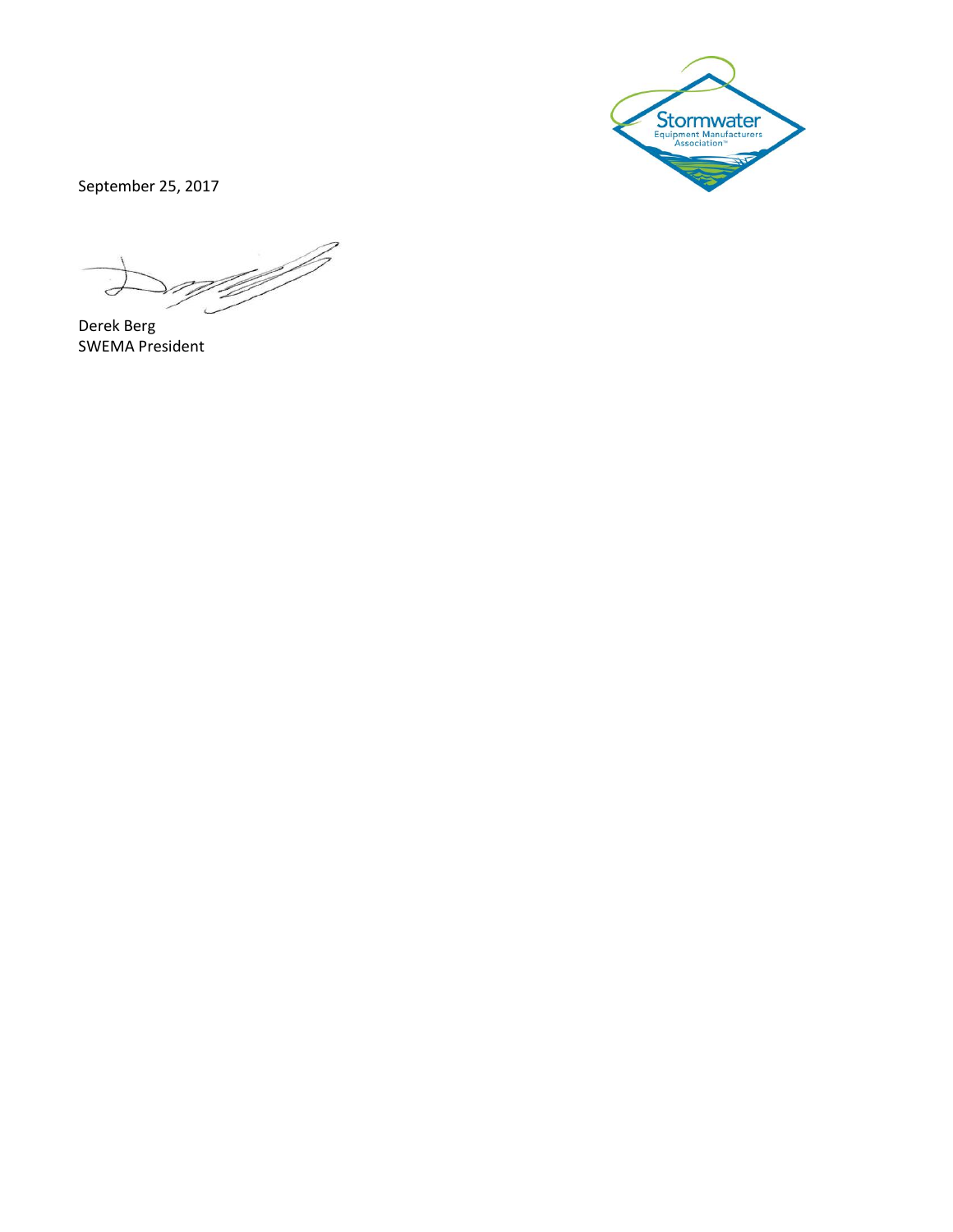September 25, 2017

Derek Berg
SWEMA President